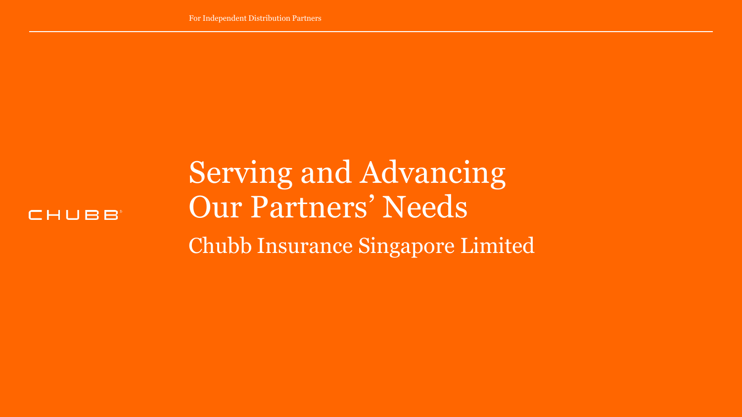For Independent Distribution Partners

CHUBB

# Serving and Advancing Our Partners' Needs

## Chubb Insurance Singapore Limited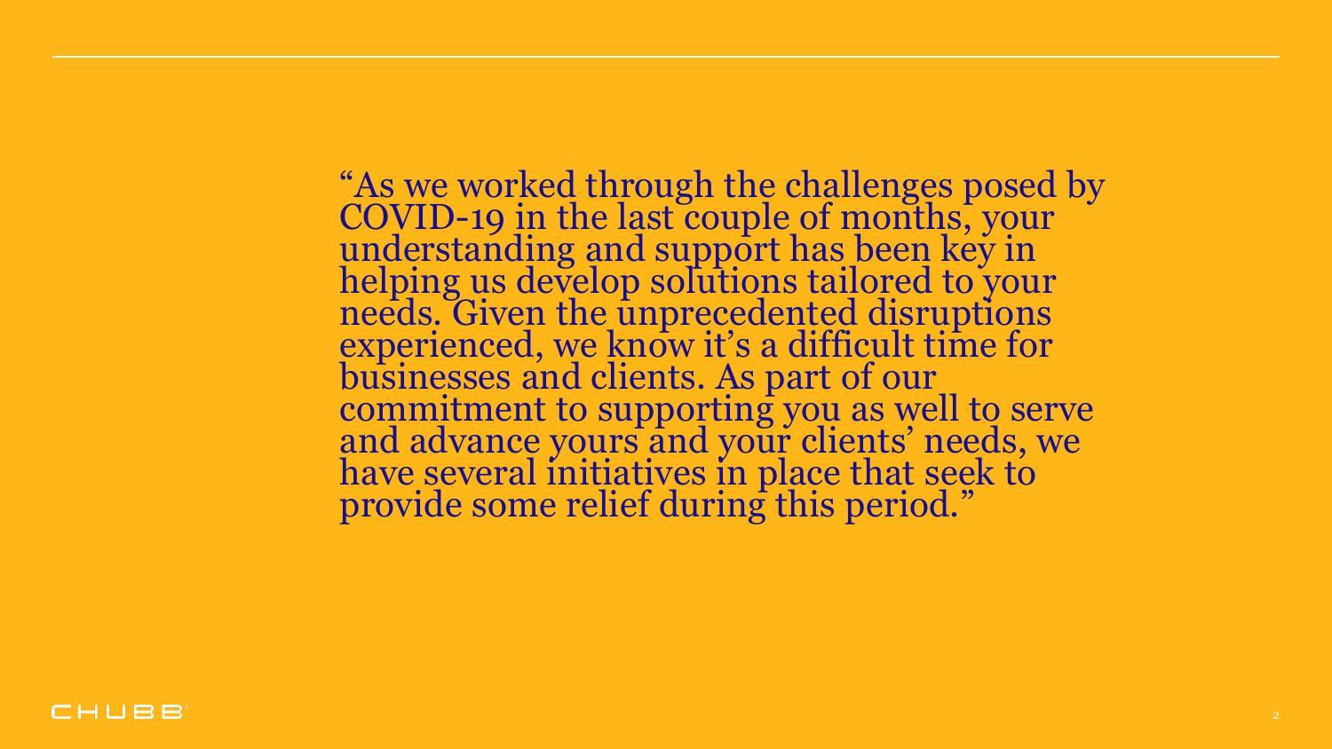"As we worked through the challenges posed by COVID-19 in the last couple of months, your understanding and support has been key in helping us develop solutions tailored to your needs. Given the unprecedented disruptions experienced, we know it's a difficult time for businesses and clients. As part of our commitment to supporting you as well to serve and advance yours and your clients' needs, we have several initiatives in place that seek to provide some relief during this period."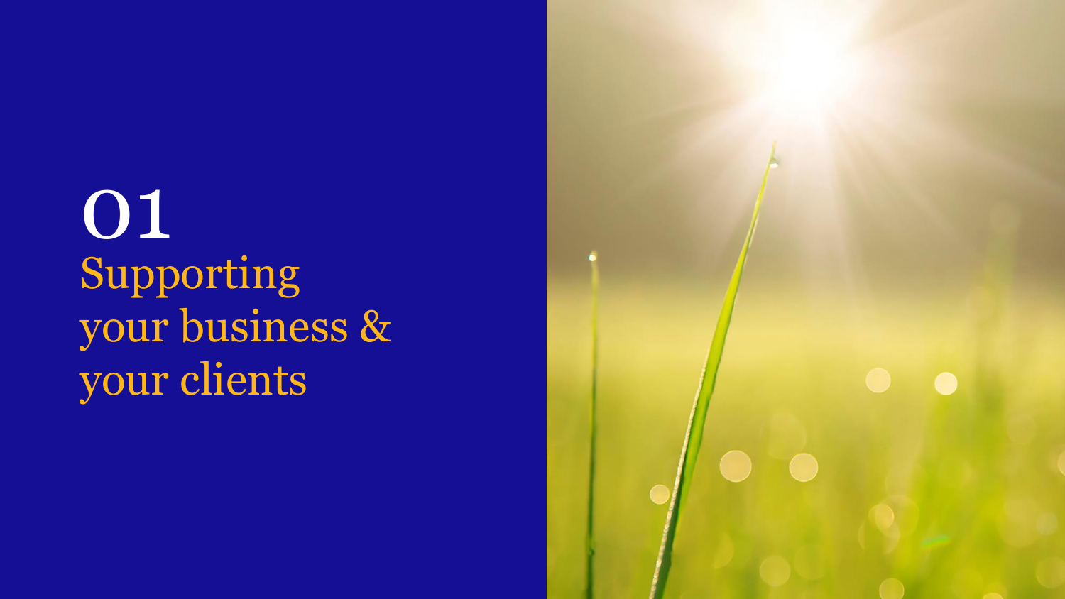# 01
## Supporting your business & your clients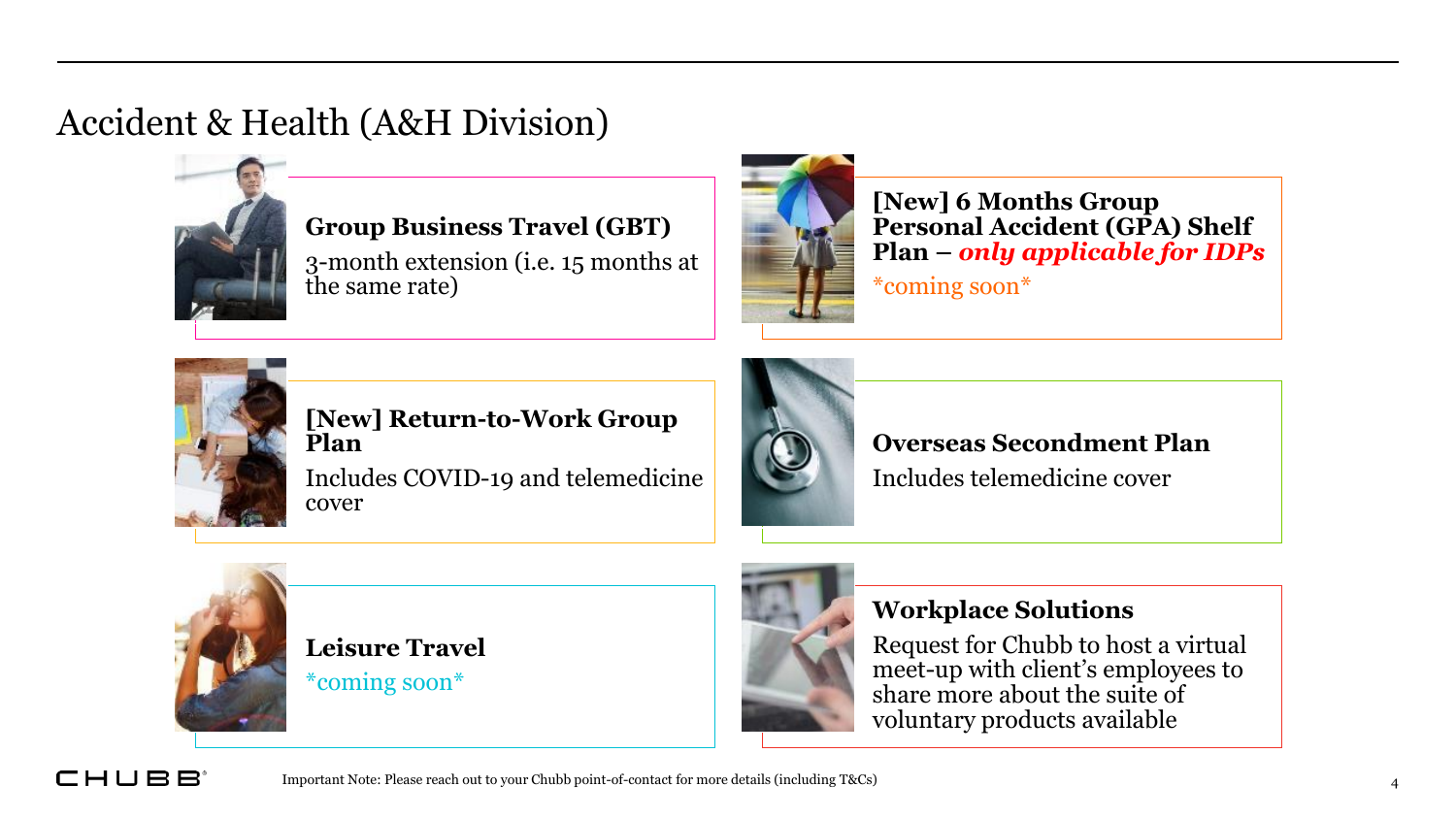# Accident & Health (A&H Division)

### Group Business Travel (GBT)

3-month extension (i.e. 15 months at the same rate)

### [New] 6 Months Group Personal Accident (GPA) Shelf Plan – *only applicable for IDPs*

*coming soon*

### [New] Return-to-Work Group Plan

Includes COVID-19 and telemedicine cover

### Overseas Secondment Plan

Includes telemedicine cover

### Leisure Travel

*coming soon*

### Workplace Solutions

Request for Chubb to host a virtual meet-up with client's employees to share more about the suite of voluntary products available

Important Note: Please reach out to your Chubb point-of-contact for more details (including T&Cs)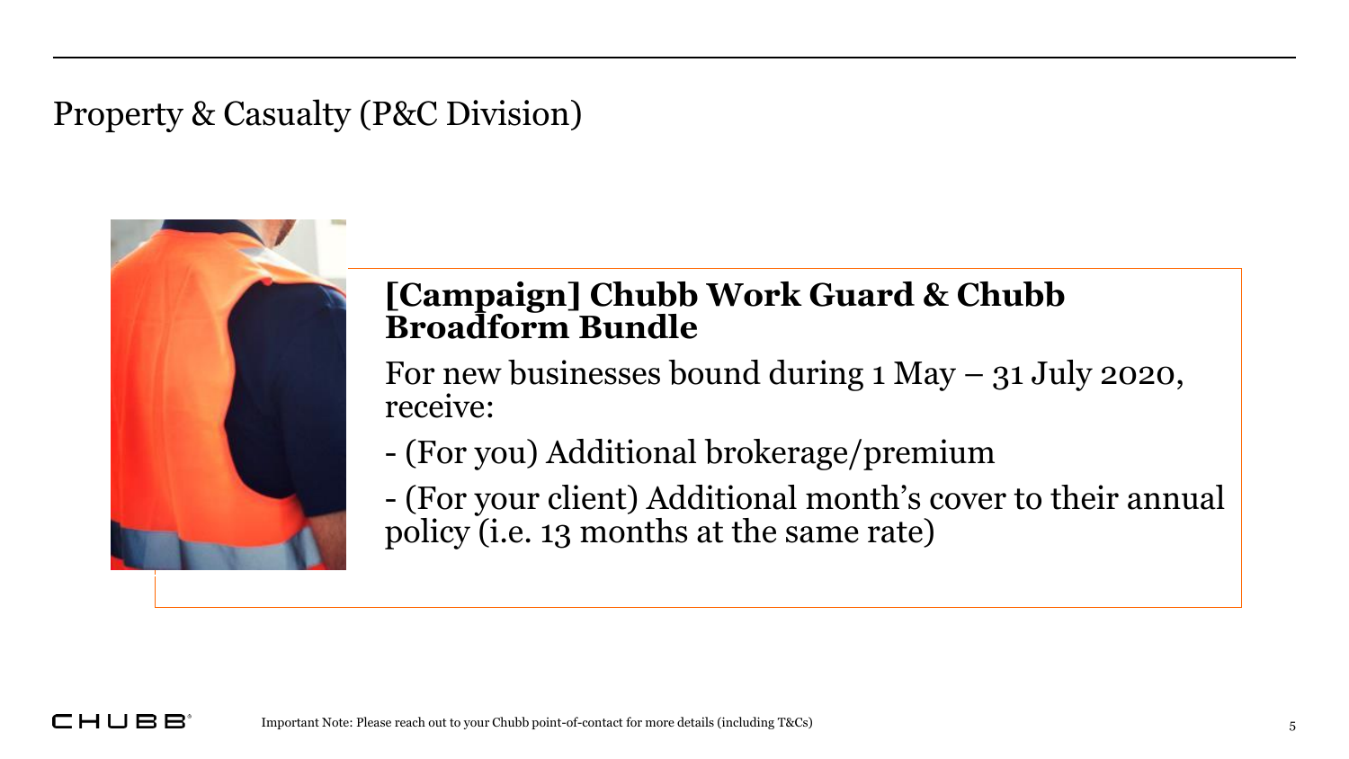# Property & Casualty (P&C Division)

## [Campaign] Chubb Work Guard & Chubb Broadform Bundle

For new businesses bound during 1 May – 31 July 2020, receive:

- (For you) Additional brokerage/premium
- (For your client) Additional month's cover to their annual policy (i.e. 13 months at the same rate)

Important Note: Please reach out to your Chubb point-of-contact for more details (including T&Cs)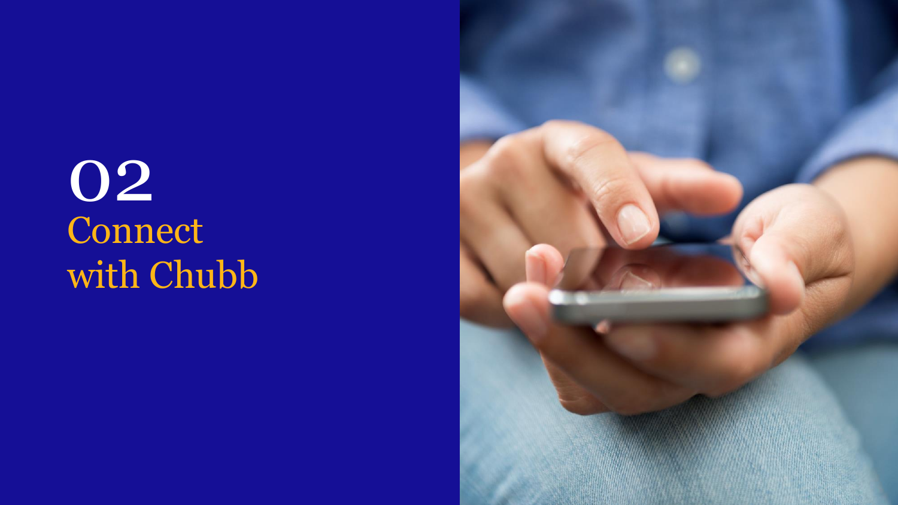# 02
# Connect with Chubb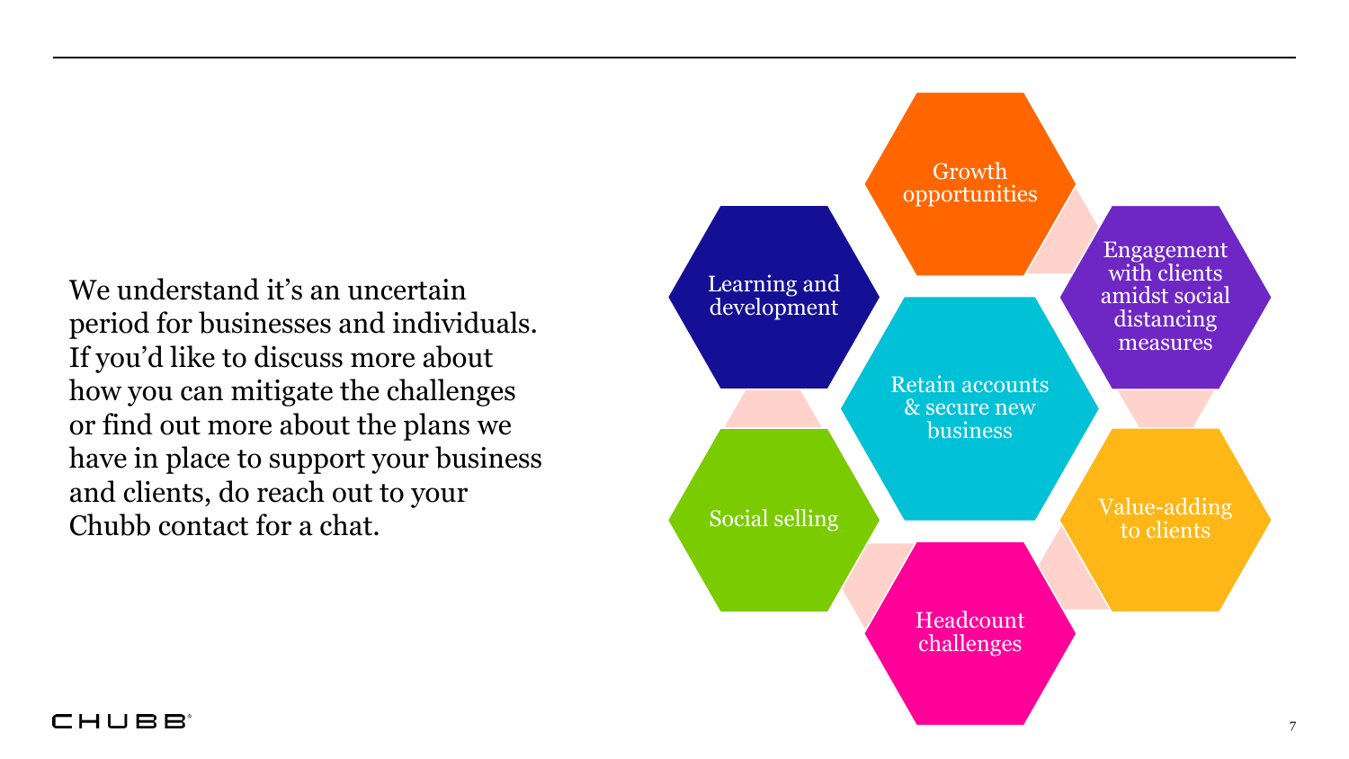We understand it's an uncertain period for businesses and individuals. If you'd like to discuss more about how you can mitigate the challenges or find out more about the plans we have in place to support your business and clients, do reach out to your Chubb contact for a chat.

- Retain accounts & secure new business
- Growth opportunities
- Engagement with clients amidst social distancing measures
- Value-adding to clients
- Headcount challenges
- Social selling
- Learning and development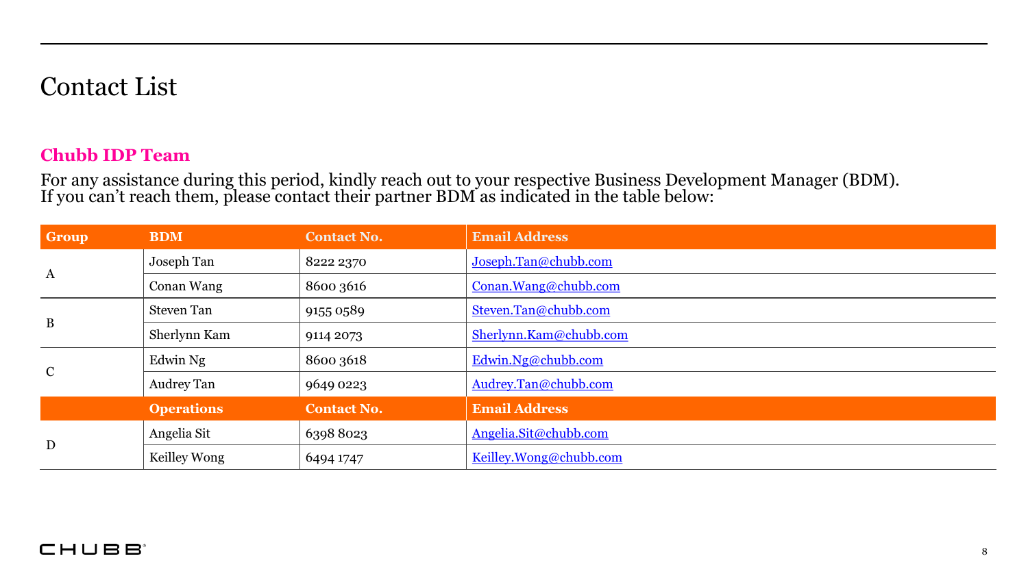# Contact List

## Chubb IDP Team

For any assistance during this period, kindly reach out to your respective Business Development Manager (BDM).
If you can't reach them, please contact their partner BDM as indicated in the table below:

| Group | BDM | Contact No. | Email Address |
|---|---|---|---|
| A | Joseph Tan | 8222 2370 | Joseph.Tan@chubb.com |
| | Conan Wang | 8600 3616 | Conan.Wang@chubb.com |
| B | Steven Tan | 9155 0589 | Steven.Tan@chubb.com |
| | Sherlynn Kam | 9114 2073 | Sherlynn.Kam@chubb.com |
| C | Edwin Ng | 8600 3618 | Edwin.Ng@chubb.com |
| | Audrey Tan | 9649 0223 | Audrey.Tan@chubb.com |
| | **Operations** | **Contact No.** | **Email Address** |
| D | Angelia Sit | 6398 8023 | Angelia.Sit@chubb.com |
| | Keilley Wong | 6494 1747 | Keilley.Wong@chubb.com |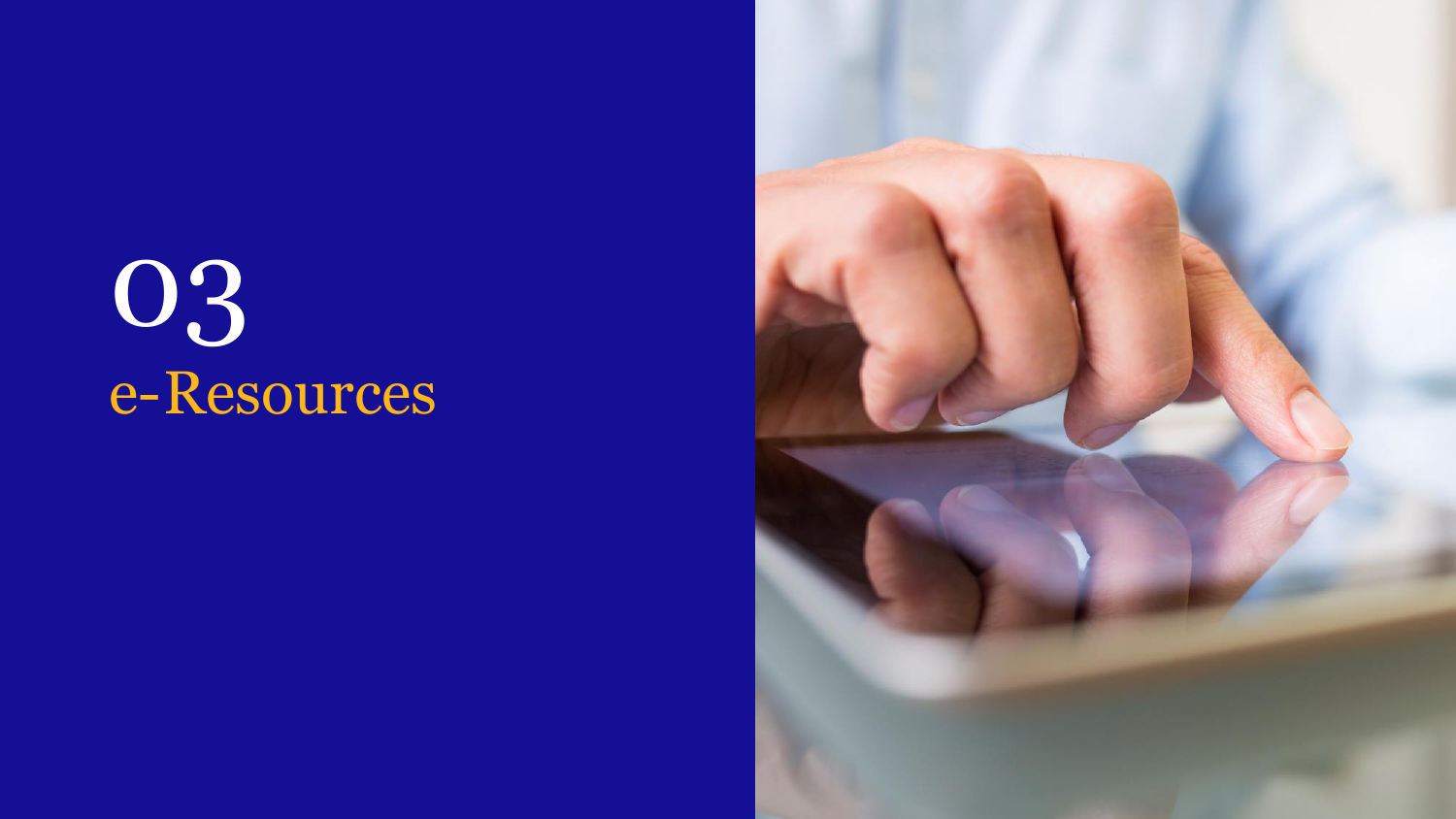# 03
## e-Resources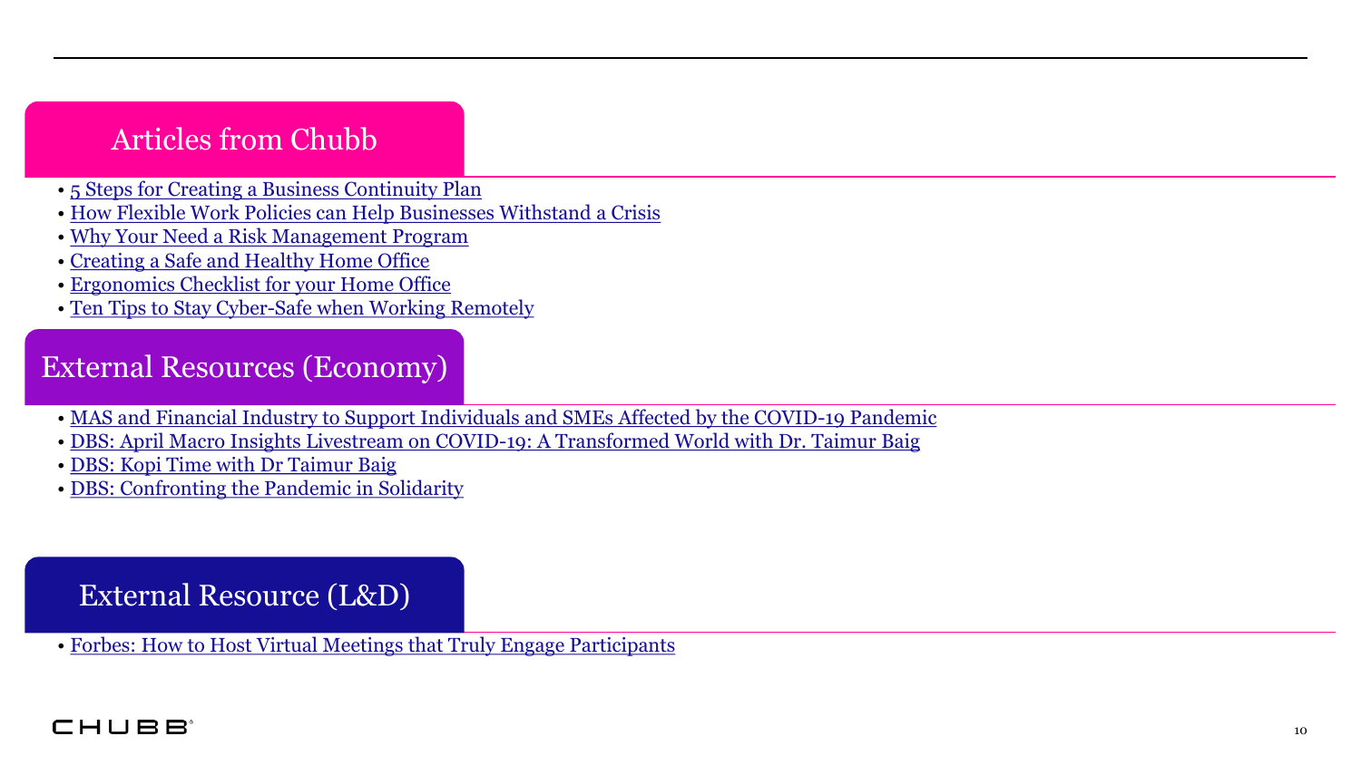## Articles from Chubb

- 5 Steps for Creating a Business Continuity Plan
- How Flexible Work Policies can Help Businesses Withstand a Crisis
- Why Your Need a Risk Management Program
- Creating a Safe and Healthy Home Office
- Ergonomics Checklist for your Home Office
- Ten Tips to Stay Cyber-Safe when Working Remotely

## External Resources (Economy)

- MAS and Financial Industry to Support Individuals and SMEs Affected by the COVID-19 Pandemic
- DBS: April Macro Insights Livestream on COVID-19: A Transformed World with Dr. Taimur Baig
- DBS: Kopi Time with Dr Taimur Baig
- DBS: Confronting the Pandemic in Solidarity

## External Resource (L&D)

- Forbes: How to Host Virtual Meetings that Truly Engage Participants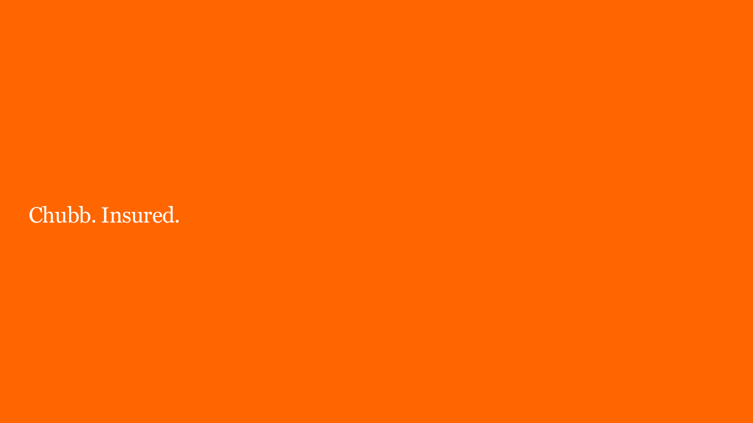Chubb. Insured.